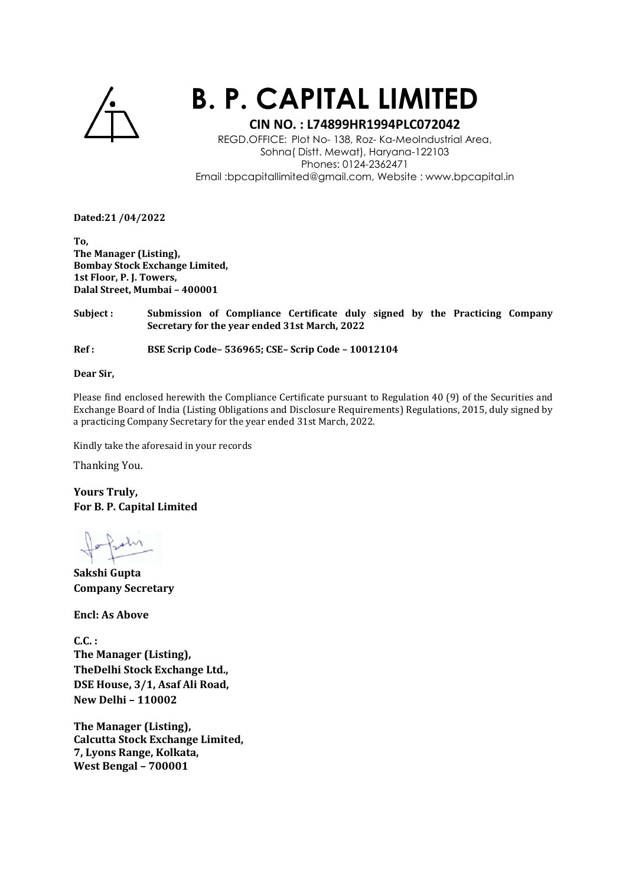# B. P. CAPITAL LIMITED

**CIN NO. : L74899HR1994PLC072042**

REGD.OFFICE: Plot No- 138, Roz- Ka-MeoIndustrial Area, Sohna( Distt. Mewat), Haryana-122103
Phones: 0124-2362471
Email :bpcapitallimited@gmail.com, Website : www.bpcapital.in

**Dated:21 /04/2022**

**To,**
**The Manager (Listing),**
**Bombay Stock Exchange Limited,**
**1st Floor, P. J. Towers,**
**Dalal Street, Mumbai – 400001**

**Subject : Submission of Compliance Certificate duly signed by the Practicing Company Secretary for the year ended 31st March, 2022**

**Ref : BSE Scrip Code– 536965; CSE– Scrip Code – 10012104**

**Dear Sir,**

Please find enclosed herewith the Compliance Certificate pursuant to Regulation 40 (9) of the Securities and Exchange Board of India (Listing Obligations and Disclosure Requirements) Regulations, 2015, duly signed by a practicing Company Secretary for the year ended 31st March, 2022.

Kindly take the aforesaid in your records

Thanking You.

**Yours Truly,**
**For B. P. Capital Limited**

**Sakshi Gupta**
**Company Secretary**

**Encl: As Above**

**C.C. :**
**The Manager (Listing),**
**TheDelhi Stock Exchange Ltd.,**
**DSE House, 3/1, Asaf Ali Road,**
**New Delhi – 110002**

**The Manager (Listing),**
**Calcutta Stock Exchange Limited,**
**7, Lyons Range, Kolkata,**
**West Bengal – 700001**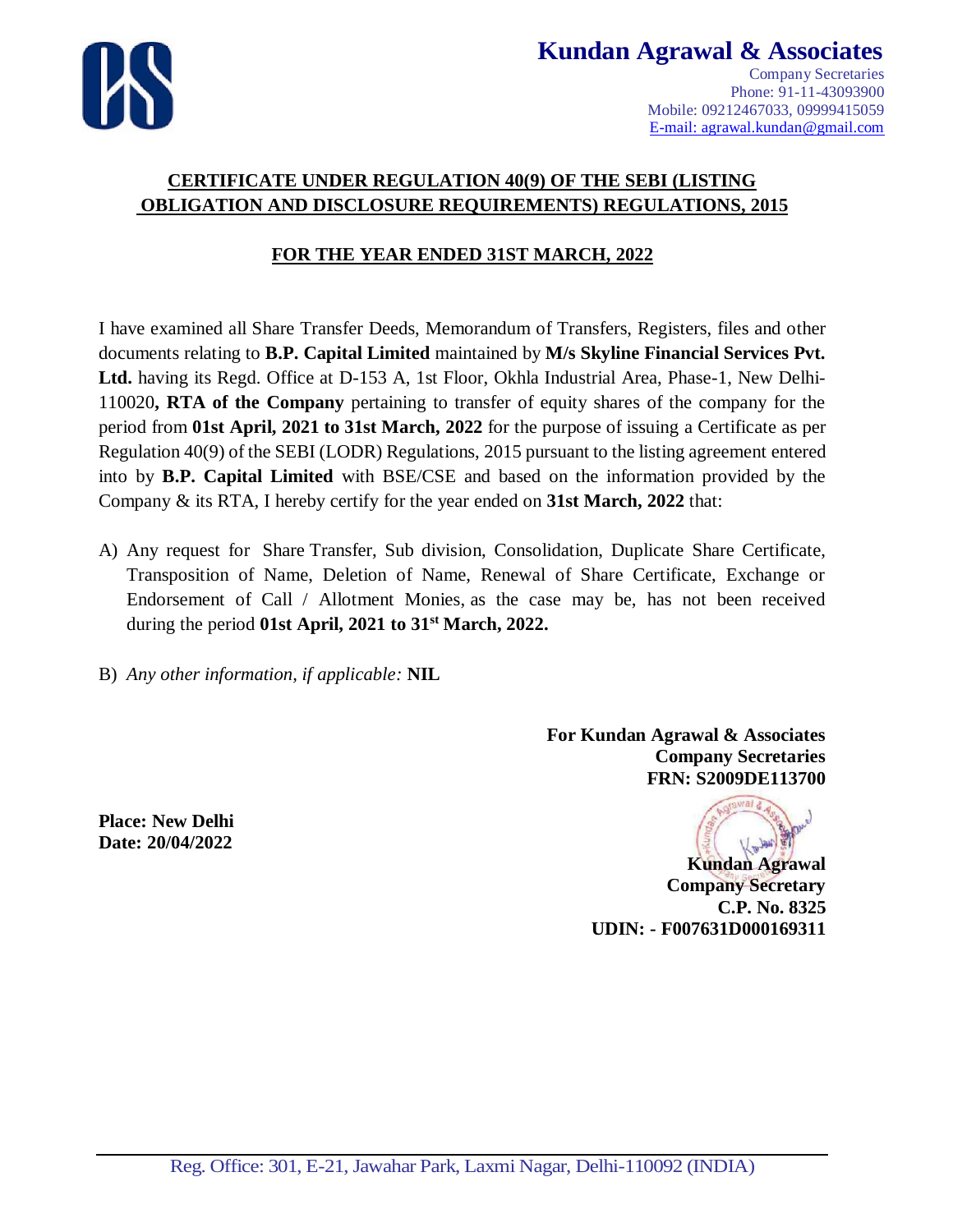**Kundan Agrawal & Associates**

Company Secretaries
Phone: 91-11-43093900
Mobile: 09212467033, 09999415059
E-mail: agrawal.kundan@gmail.com

## CERTIFICATE UNDER REGULATION 40(9) OF THE SEBI (LISTING OBLIGATION AND DISCLOSURE REQUIREMENTS) REGULATIONS, 2015

## FOR THE YEAR ENDED 31ST MARCH, 2022

I have examined all Share Transfer Deeds, Memorandum of Transfers, Registers, files and other documents relating to **B.P. Capital Limited** maintained by **M/s Skyline Financial Services Pvt. Ltd.** having its Regd. Office at D-153 A, 1st Floor, Okhla Industrial Area, Phase-1, New Delhi-110020**, RTA of the Company** pertaining to transfer of equity shares of the company for the period from **01st April, 2021 to 31st March, 2022** for the purpose of issuing a Certificate as per Regulation 40(9) of the SEBI (LODR) Regulations, 2015 pursuant to the listing agreement entered into by **B.P. Capital Limited** with BSE/CSE and based on the information provided by the Company & its RTA, I hereby certify for the year ended on **31st March, 2022** that:

A) Any request for Share Transfer, Sub division, Consolidation, Duplicate Share Certificate, Transposition of Name, Deletion of Name, Renewal of Share Certificate, Exchange or Endorsement of Call / Allotment Monies, as the case may be, has not been received during the period **01st April, 2021 to 31st March, 2022.**

B) *Any other information, if applicable:* **NIL**

**For Kundan Agrawal & Associates**
**Company Secretaries**
**FRN: S2009DE113700**

**Place: New Delhi**
**Date: 20/04/2022**

**Kundan Agrawal**
**Company Secretary**
**C.P. No. 8325**
**UDIN: - F007631D000169311**

Reg. Office: 301, E-21, Jawahar Park, Laxmi Nagar, Delhi-110092 (INDIA)